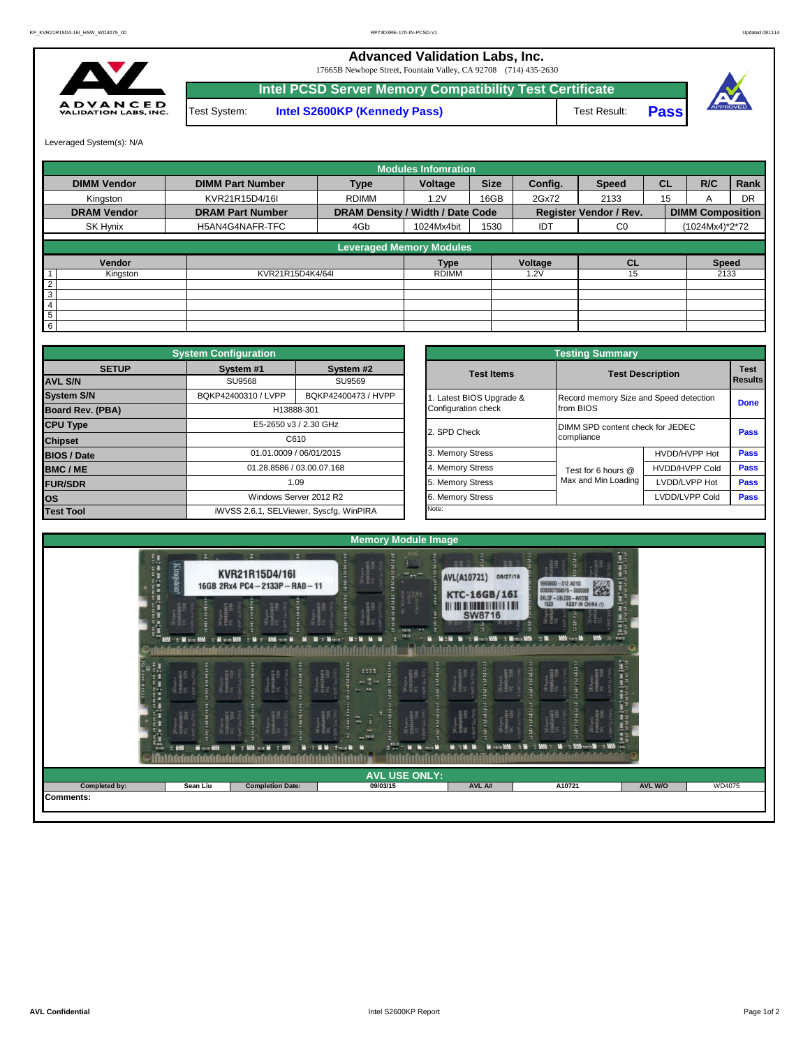# Advanced Validation Labs, Inc.

17665B Newhope Street, Fountain Valley, CA 92708 (714) 435-2630

## Intel PCSD Server Memory Compatibility Test Certificate

Test System: **Intel S2600KP (Kennedy Pass)** Test Result: **Pass**

Leveraged System(s): N/A

### Modules Infomration

| DIMM Vendor | DIMM Part Number | Type | Voltage | Size | Config. | Speed | CL | R/C | Rank |
|---|---|---|---|---|---|---|---|---|---|
| Kingston | KVR21R15D4/16I | RDIMM | 1.2V | 16GB | 2Gx72 | 2133 | 15 | A | DR |
| **DRAM Vendor** | **DRAM Part Number** | **DRAM Density / Width / Date Code** | | | **Register Vendor / Rev.** | | **DIMM Composition** | | |
| SK Hynix | H5AN4G4NAFR-TFC | 4Gb | 1024Mx4bit | 1530 | IDT | C0 | (1024Mx4)\*2\*72 | | |

### Leveraged Memory Modules

| | Vendor | | Type | Voltage | CL | Speed |
|---|---|---|---|---|---|---|
| 1 | Kingston | KVR21R15D4K4/64I | RDIMM | 1.2V | 15 | 2133 |
| 2 | | | | | | |
| 3 | | | | | | |
| 4 | | | | | | |
| 5 | | | | | | |
| 6 | | | | | | |

### System Configuration

| SETUP | System #1 | System #2 |
|---|---|---|
| AVL S/N | SU9568 | SU9569 |
| System S/N | BQKP42400310 / LVPP | BQKP42400473 / HVPP |
| Board Rev. (PBA) | H13888-301 | |
| CPU Type | E5-2650 v3 / 2.30 GHz | |
| Chipset | C610 | |
| BIOS / Date | 01.01.0009 / 06/01/2015 | |
| BMC / ME | 01.28.8586 / 03.00.07.168 | |
| FUR/SDR | 1.09 | |
| OS | Windows Server 2012 R2 | |
| Test Tool | iWVSS 2.6.1, SELViewer, Syscfg, WinPIRA | |

### Testing Summary

| Test Items | Test Description | | Test Results |
|---|---|---|---|
| 1. Latest BIOS Upgrade & Configuration check | Record memory Size and Speed detection from BIOS | | Done |
| 2. SPD Check | DIMM SPD content check for JEDEC compliance | | Pass |
| 3. Memory Stress | Test for 6 hours @ Max and Min Loading | HVDD/HVPP Hot | Pass |
| 4. Memory Stress | | HVDD/HVPP Cold | Pass |
| 5. Memory Stress | | LVDD/LVPP Hot | Pass |
| 6. Memory Stress | | LVDD/LVPP Cold | Pass |
| Note: | | | |

### Memory Module Image

### AVL USE ONLY:

| Completed by: | Sean Liu | Completion Date: | 09/03/15 | AVL A# | A10721 | AVL W/O | WD4075 |
|---|---|---|---|---|---|---|---|

Comments: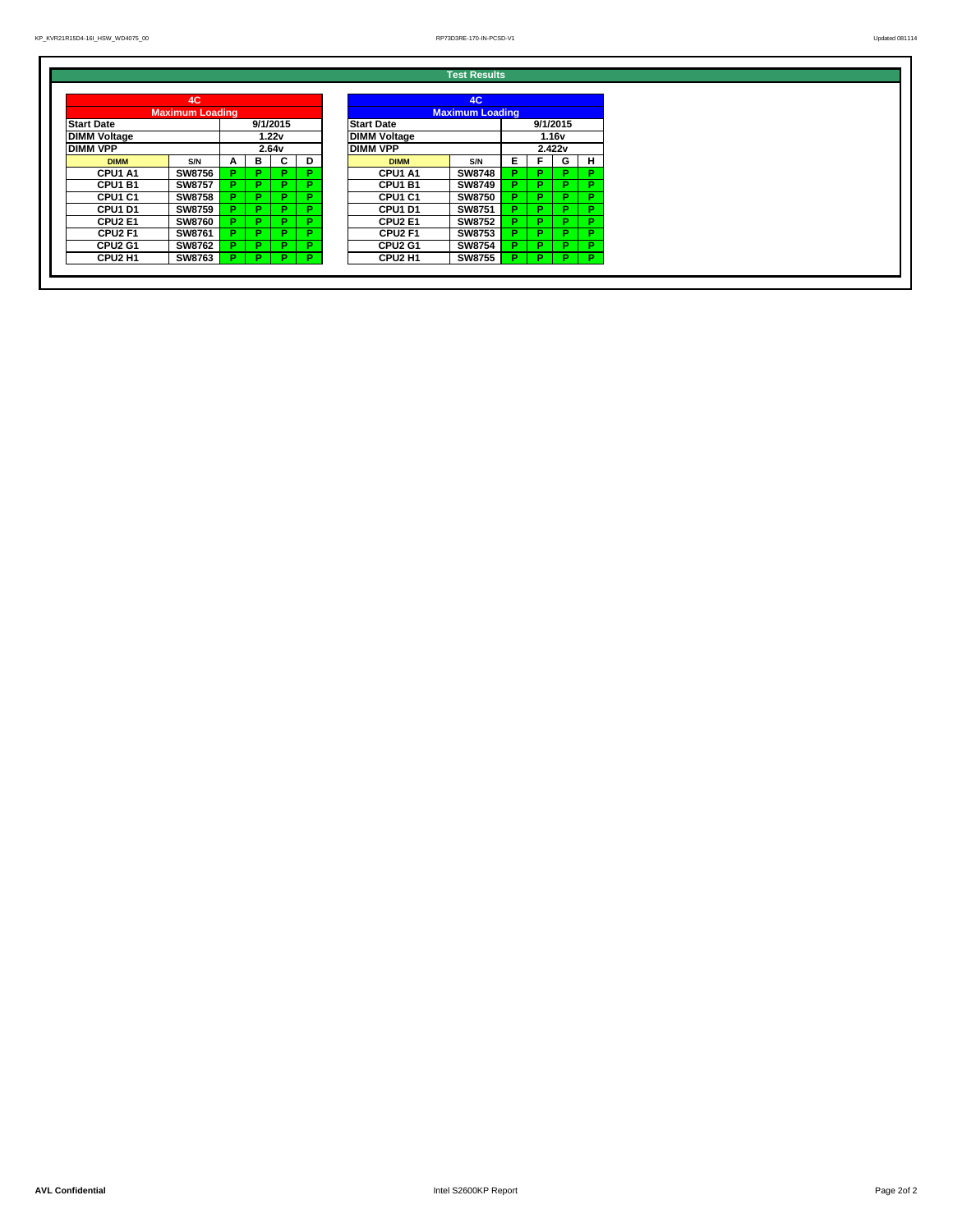## Test Results

| 4C Maximum Loading | | | | | |
|---|---|---|---|---|---|
| Start Date | | 9/1/2015 | | | |
| DIMM Voltage | | 1.22v | | | |
| DIMM VPP | | 2.64v | | | |
| DIMM | S/N | A | B | C | D |
| CPU1 A1 | SW8756 | P | P | P | P |
| CPU1 B1 | SW8757 | P | P | P | P |
| CPU1 C1 | SW8758 | P | P | P | P |
| CPU1 D1 | SW8759 | P | P | P | P |
| CPU2 E1 | SW8760 | P | P | P | P |
| CPU2 F1 | SW8761 | P | P | P | P |
| CPU2 G1 | SW8762 | P | P | P | P |
| CPU2 H1 | SW8763 | P | P | P | P |

| 4C Maximum Loading | | | | | |
|---|---|---|---|---|---|
| Start Date | | 9/1/2015 | | | |
| DIMM Voltage | | 1.16v | | | |
| DIMM VPP | | 2.422v | | | |
| DIMM | S/N | E | F | G | H |
| CPU1 A1 | SW8748 | P | P | P | P |
| CPU1 B1 | SW8749 | P | P | P | P |
| CPU1 C1 | SW8750 | P | P | P | P |
| CPU1 D1 | SW8751 | P | P | P | P |
| CPU2 E1 | SW8752 | P | P | P | P |
| CPU2 F1 | SW8753 | P | P | P | P |
| CPU2 G1 | SW8754 | P | P | P | P |
| CPU2 H1 | SW8755 | P | P | P | P |